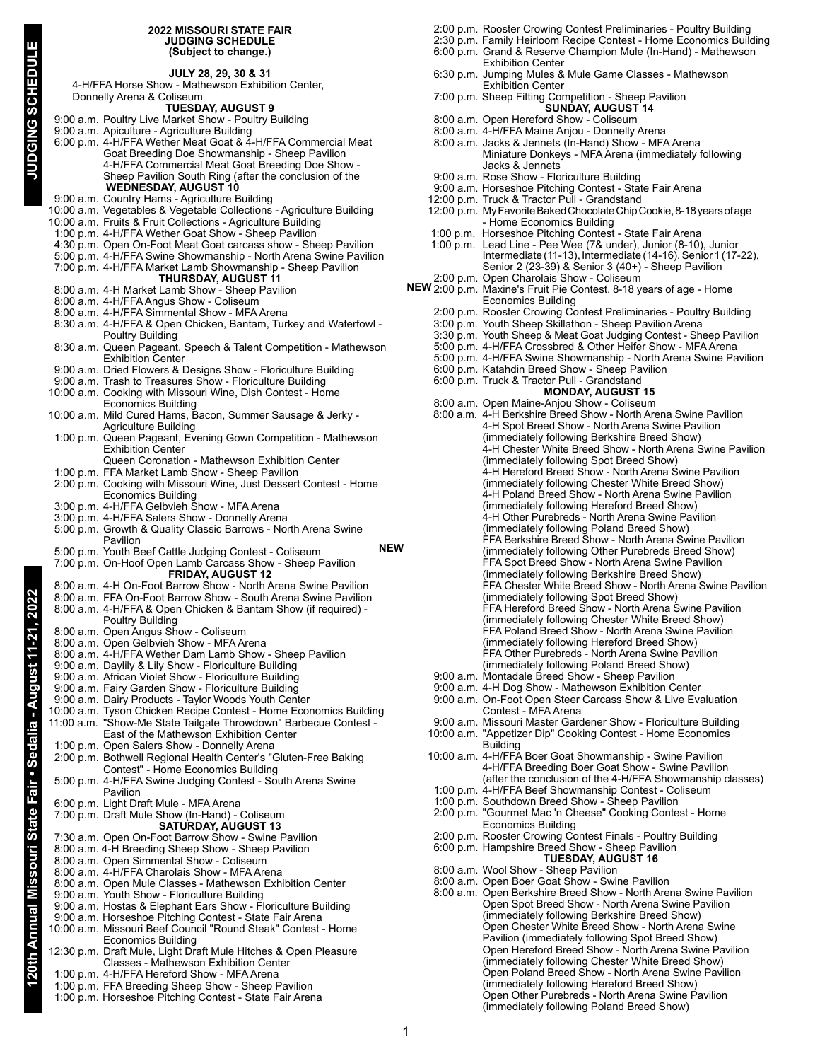## 2022 MISSOURI STATE FAIR JUDGING SCHEDULE
(Subject to change.)

**JULY 28, 29, 30 & 31**

4-H/FFA Horse Show - Mathewson Exhibition Center, Donnelly Arena & Coliseum

**TUESDAY, AUGUST 9**

9:00 a.m. Poultry Live Market Show - Poultry Building
9:00 a.m. Apiculture - Agriculture Building
6:00 p.m. 4-H/FFA Wether Meat Goat & 4-H/FFA Commercial Meat Goat Breeding Doe Showmanship - Sheep Pavilion
4-H/FFA Commercial Meat Goat Breeding Doe Show - Sheep Pavilion South Ring (after the conclusion of the

**WEDNESDAY, AUGUST 10**

9:00 a.m. Country Hams - Agriculture Building
10:00 a.m. Vegetables & Vegetable Collections - Agriculture Building
10:00 a.m. Fruits & Fruit Collections - Agriculture Building
1:00 p.m. 4-H/FFA Wether Goat Show - Sheep Pavilion
4:30 p.m. Open On-Foot Meat Goat carcass show - Sheep Pavilion
5:00 p.m. 4-H/FFA Swine Showmanship - North Arena Swine Pavilion
7:00 p.m. 4-H/FFA Market Lamb Showmanship - Sheep Pavilion

**THURSDAY, AUGUST 11**

8:00 a.m. 4-H Market Lamb Show - Sheep Pavilion
8:00 a.m. 4-H/FFA Angus Show - Coliseum
8:00 a.m. 4-H/FFA Simmental Show - MFA Arena
8:30 a.m. 4-H/FFA & Open Chicken, Bantam, Turkey and Waterfowl - Poultry Building
8:30 a.m. Queen Pageant, Speech & Talent Competition - Mathewson Exhibition Center
9:00 a.m. Dried Flowers & Designs Show - Floriculture Building
9:00 a.m. Trash to Treasures Show - Floriculture Building
10:00 a.m. Cooking with Missouri Wine, Dish Contest - Home Economics Building
10:00 a.m. Mild Cured Hams, Bacon, Summer Sausage & Jerky - Agriculture Building
1:00 p.m. Queen Pageant, Evening Gown Competition - Mathewson Exhibition Center
Queen Coronation - Mathewson Exhibition Center
1:00 p.m. FFA Market Lamb Show - Sheep Pavilion
2:00 p.m. Cooking with Missouri Wine, Just Dessert Contest - Home Economics Building
3:00 p.m. 4-H/FFA Gelbvieh Show - MFA Arena
3:00 p.m. 4-H/FFA Salers Show - Donnelly Arena
5:00 p.m. Growth & Quality Classic Barrows - North Arena Swine Pavilion
5:00 p.m. Youth Beef Cattle Judging Contest - Coliseum **NEW**
7:00 p.m. On-Hoof Open Lamb Carcass Show - Sheep Pavilion

**FRIDAY, AUGUST 12**

8:00 a.m. 4-H On-Foot Barrow Show - North Arena Swine Pavilion
8:00 a.m. FFA On-Foot Barrow Show - South Arena Swine Pavilion
8:00 a.m. 4-H/FFA & Open Chicken & Bantam Show (if required) - Poultry Building
8:00 a.m. Open Angus Show - Coliseum
8:00 a.m. Open Gelbvieh Show - MFA Arena
8:00 a.m. 4-H/FFA Wether Dam Lamb Show - Sheep Pavilion
9:00 a.m. Daylily & Lily Show - Floriculture Building
9:00 a.m. African Violet Show - Floriculture Building
9:00 a.m. Fairy Garden Show - Floriculture Building
9:00 a.m. Dairy Products - Taylor Woods Youth Center
10:00 a.m. Tyson Chicken Recipe Contest - Home Economics Building
11:00 a.m. "Show-Me State Tailgate Throwdown" Barbecue Contest - East of the Mathewson Exhibition Center
1:00 p.m. Open Salers Show - Donnelly Arena
2:00 p.m. Bothwell Regional Health Center's "Gluten-Free Baking Contest" - Home Economics Building
5:00 p.m. 4-H/FFA Swine Judging Contest - South Arena Swine Pavilion
6:00 p.m. Light Draft Mule - MFA Arena
7:00 p.m. Draft Mule Show (In-Hand) - Coliseum

**SATURDAY, AUGUST 13**

7:30 a.m. Open On-Foot Barrow Show - Swine Pavilion
8:00 a.m. 4-H Breeding Sheep Show - Sheep Pavilion
8:00 a.m. Open Simmental Show - Coliseum
8:00 a.m. 4-H/FFA Charolais Show - MFA Arena
8:00 a.m. Open Mule Classes - Mathewson Exhibition Center
9:00 a.m. Youth Show - Floriculture Building
9:00 a.m. Hostas & Elephant Ears Show - Floriculture Building
9:00 a.m. Horseshoe Pitching Contest - State Fair Arena
10:00 a.m. Missouri Beef Council "Round Steak" Contest - Home Economics Building
12:30 p.m. Draft Mule, Light Draft Mule Hitches & Open Pleasure Classes - Mathewson Exhibition Center
1:00 p.m. 4-H/FFA Hereford Show - MFA Arena
1:00 p.m. FFA Breeding Sheep Show - Sheep Pavilion
1:00 p.m. Horseshoe Pitching Contest - State Fair Arena
2:00 p.m. Rooster Crowing Contest Preliminaries - Poultry Building
2:30 p.m. Family Heirloom Recipe Contest - Home Economics Building
6:00 p.m. Grand & Reserve Champion Mule (In-Hand) - Mathewson Exhibition Center
6:30 p.m. Jumping Mules & Mule Game Classes - Mathewson Exhibition Center
7:00 p.m. Sheep Fitting Competition - Sheep Pavilion

**SUNDAY, AUGUST 14**

8:00 a.m. Open Hereford Show - Coliseum
8:00 a.m. 4-H/FFA Maine Anjou - Donnelly Arena
8:00 a.m. Jacks & Jennets (In-Hand) Show - MFA Arena
Miniature Donkeys - MFA Arena (immediately following Jacks & Jennets
9:00 a.m. Rose Show - Floriculture Building
9:00 a.m. Horseshoe Pitching Contest - State Fair Arena
12:00 p.m. Truck & Tractor Pull - Grandstand
12:00 p.m. My Favorite Baked Chocolate Chip Cookie, 8-18 years of age - Home Economics Building
1:00 p.m. Horseshoe Pitching Contest - State Fair Arena
1:00 p.m. Lead Line - Pee Wee (7& under), Junior (8-10), Junior Intermediate (11-13), Intermediate (14-16), Senior 1 (17-22), Senior 2 (23-39) & Senior 3 (40+) - Sheep Pavilion
2:00 p.m. Open Charolais Show - Coliseum
**NEW** 2:00 p.m. Maxine's Fruit Pie Contest, 8-18 years of age - Home Economics Building
2:00 p.m. Rooster Crowing Contest Preliminaries - Poultry Building
3:00 p.m. Youth Sheep Skillathon - Sheep Pavilion Arena
3:30 p.m. Youth Sheep & Meat Goat Judging Contest - Sheep Pavilion
5:00 p.m. 4-H/FFA Crossbred & Other Heifer Show - MFA Arena
5:00 p.m. 4-H/FFA Swine Showmanship - North Arena Swine Pavilion
6:00 p.m. Katahdin Breed Show - Sheep Pavilion
6:00 p.m. Truck & Tractor Pull - Grandstand

**MONDAY, AUGUST 15**

8:00 a.m. Open Maine-Anjou Show - Coliseum
8:00 a.m. 4-H Berkshire Breed Show - North Arena Swine Pavilion
4-H Spot Breed Show - North Arena Swine Pavilion (immediately following Berkshire Breed Show)
4-H Chester White Breed Show - North Arena Swine Pavilion (immediately following Spot Breed Show)
4-H Hereford Breed Show - North Arena Swine Pavilion (immediately following Chester White Breed Show)
4-H Poland Breed Show - North Arena Swine Pavilion (immediately following Hereford Breed Show)
4-H Other Purebreds - North Arena Swine Pavilion (immediately following Poland Breed Show)
FFA Berkshire Breed Show - North Arena Swine Pavilion (immediately following Other Purebreds Breed Show)
FFA Spot Breed Show - North Arena Swine Pavilion (immediately following Berkshire Breed Show)
FFA Chester White Breed Show - North Arena Swine Pavilion (immediately following Spot Breed Show)
FFA Hereford Breed Show - North Arena Swine Pavilion (immediately following Chester White Breed Show)
FFA Poland Breed Show - North Arena Swine Pavilion (immediately following Hereford Breed Show)
FFA Other Purebreds - North Arena Swine Pavilion (immediately following Poland Breed Show)
9:00 a.m. Montadale Breed Show - Sheep Pavilion
9:00 a.m. 4-H Dog Show - Mathewson Exhibition Center
9:00 a.m. On-Foot Open Steer Carcass Show & Live Evaluation Contest - MFA Arena
9:00 a.m. Missouri Master Gardener Show - Floriculture Building
10:00 a.m. "Appetizer Dip" Cooking Contest - Home Economics Building
10:00 a.m. 4-H/FFA Boer Goat Showmanship - Swine Pavilion
4-H/FFA Breeding Boer Goat Show - Swine Pavilion (after the conclusion of the 4-H/FFA Showmanship classes)
1:00 p.m. 4-H/FFA Beef Showmanship Contest - Coliseum
1:00 p.m. Southdown Breed Show - Sheep Pavilion
2:00 p.m. "Gourmet Mac 'n Cheese" Cooking Contest - Home Economics Building
2:00 p.m. Rooster Crowing Contest Finals - Poultry Building
6:00 p.m. Hampshire Breed Show - Sheep Pavilion

**TUESDAY, AUGUST 16**

8:00 a.m. Wool Show - Sheep Pavilion
8:00 a.m. Open Boer Goat Show - Swine Pavilion
8:00 a.m. Open Berkshire Breed Show - North Arena Swine Pavilion
Open Spot Breed Show - North Arena Swine Pavilion (immediately following Berkshire Breed Show)
Open Chester White Breed Show - North Arena Swine Pavilion (immediately following Spot Breed Show)
Open Hereford Breed Show - North Arena Swine Pavilion (immediately following Chester White Breed Show)
Open Poland Breed Show - North Arena Swine Pavilion (immediately following Hereford Breed Show)
Open Other Purebreds - North Arena Swine Pavilion (immediately following Poland Breed Show)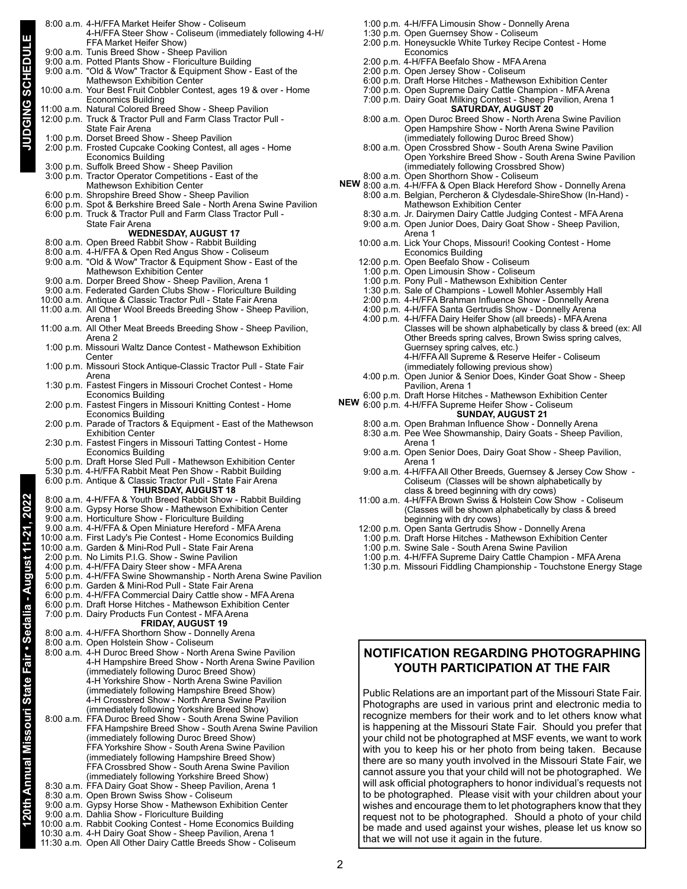8:00 a.m. 4-H/FFA Market Heifer Show - Coliseum
4-H/FFA Steer Show - Coliseum (immediately following 4-H/FFA Market Heifer Show)
9:00 a.m. Tunis Breed Show - Sheep Pavilion
9:00 a.m. Potted Plants Show - Floriculture Building
9:00 a.m. "Old & Wow" Tractor & Equipment Show - East of the Mathewson Exhibition Center
10:00 a.m. Your Best Fruit Cobbler Contest, ages 19 & over - Home Economics Building
11:00 a.m. Natural Colored Breed Show - Sheep Pavilion
12:00 p.m. Truck & Tractor Pull and Farm Class Tractor Pull - State Fair Arena
1:00 p.m. Dorset Breed Show - Sheep Pavilion
2:00 p.m. Frosted Cupcake Cooking Contest, all ages - Home Economics Building
3:00 p.m. Suffolk Breed Show - Sheep Pavilion
3:00 p.m. Tractor Operator Competitions - East of the Mathewson Exhibition Center
6:00 p.m. Shropshire Breed Show - Sheep Pavilion
6:00 p.m. Spot & Berkshire Breed Sale - North Arena Swine Pavilion
6:00 p.m. Truck & Tractor Pull and Farm Class Tractor Pull - State Fair Arena

**WEDNESDAY, AUGUST 17**

8:00 a.m. Open Breed Rabbit Show - Rabbit Building
8:00 a.m. 4-H/FFA & Open Red Angus Show - Coliseum
9:00 a.m. "Old & Wow" Tractor & Equipment Show - East of the Mathewson Exhibition Center
9:00 a.m. Dorper Breed Show - Sheep Pavilion, Arena 1
9:00 a.m. Federated Garden Clubs Show - Floriculture Building
10:00 a.m. Antique & Classic Tractor Pull - State Fair Arena
11:00 a.m. All Other Wool Breeds Breeding Show - Sheep Pavilion, Arena 1
11:00 a.m. All Other Meat Breeds Breeding Show - Sheep Pavilion, Arena 2
1:00 p.m. Missouri Waltz Dance Contest - Mathewson Exhibition Center
1:00 p.m. Missouri Stock Antique-Classic Tractor Pull - State Fair Arena
1:30 p.m. Fastest Fingers in Missouri Crochet Contest - Home Economics Building
2:00 p.m. Fastest Fingers in Missouri Knitting Contest - Home Economics Building
2:00 p.m. Parade of Tractors & Equipment - East of the Mathewson Exhibition Center
2:30 p.m. Fastest Fingers in Missouri Tatting Contest - Home Economics Building
5:00 p.m. Draft Horse Sled Pull - Mathewson Exhibition Center
5:30 p.m. 4-H/FFA Rabbit Meat Pen Show - Rabbit Building
6:00 p.m. Antique & Classic Tractor Pull - State Fair Arena

**THURSDAY, AUGUST 18**

8:00 a.m. 4-H/FFA & Youth Breed Rabbit Show - Rabbit Building
9:00 a.m. Gypsy Horse Show - Mathewson Exhibition Center
9:00 a.m. Horticulture Show - Floriculture Building
9:00 a.m. 4-H/FFA & Open Miniature Hereford - MFA Arena
10:00 a.m. First Lady's Pie Contest - Home Economics Building
10:00 a.m. Garden & Mini-Rod Pull - State Fair Arena
2:00 p.m. No Limits P.I.G. Show - Swine Pavilion
4:00 p.m. 4-H/FFA Dairy Steer show - MFA Arena
5:00 p.m. 4-H/FFA Swine Showmanship - North Arena Swine Pavilion
6:00 p.m. Garden & Mini-Rod Pull - State Fair Arena
6:00 p.m. 4-H/FFA Commercial Dairy Cattle show - MFA Arena
6:00 p.m. Draft Horse Hitches - Mathewson Exhibition Center
7:00 p.m. Dairy Products Fun Contest - MFA Arena

**FRIDAY, AUGUST 19**

8:00 a.m. 4-H/FFA Shorthorn Show - Donnelly Arena
8:00 a.m. Open Holstein Show - Coliseum
8:00 a.m. 4-H Duroc Breed Show - North Arena Swine Pavilion
4-H Hampshire Breed Show - North Arena Swine Pavilion (immediately following Duroc Breed Show)
4-H Yorkshire Show - North Arena Swine Pavilion (immediately following Hampshire Breed Show)
4-H Crossbred Show - North Arena Swine Pavilion (immediately following Yorkshire Breed Show)
8:00 a.m. FFA Duroc Breed Show - South Arena Swine Pavilion
FFA Hampshire Breed Show - South Arena Swine Pavilion (immediately following Duroc Breed Show)
FFA Yorkshire Show - South Arena Swine Pavilion (immediately following Hampshire Breed Show)
FFA Crossbred Show - South Arena Swine Pavilion (immediately following Yorkshire Breed Show)
8:30 a.m. FFA Dairy Goat Show - Sheep Pavilion, Arena 1
8:30 a.m. Open Brown Swiss Show - Coliseum
9:00 a.m. Gypsy Horse Show - Mathewson Exhibition Center
9:00 a.m. Dahlia Show - Floriculture Building
10:00 a.m. Rabbit Cooking Contest - Home Economics Building
10:30 a.m. 4-H Dairy Goat Show - Sheep Pavilion, Arena 1
11:30 a.m. Open All Other Dairy Cattle Breeds Show - Coliseum
1:00 p.m. 4-H/FFA Limousin Show - Donnelly Arena
1:30 p.m. Open Guernsey Show - Coliseum
2:00 p.m. Honeysuckle White Turkey Recipe Contest - Home Economics
2:00 p.m. 4-H/FFA Beefalo Show - MFA Arena
2:00 p.m. Open Jersey Show - Coliseum
6:00 p.m. Draft Horse Hitches - Mathewson Exhibition Center
7:00 p.m. Open Supreme Dairy Cattle Champion - MFA Arena
7:00 p.m. Dairy Goat Milking Contest - Sheep Pavilion, Arena 1

**SATURDAY, AUGUST 20**

8:00 a.m. Open Duroc Breed Show - North Arena Swine Pavilion
Open Hampshire Show - North Arena Swine Pavilion (immediately following Duroc Breed Show)
8:00 a.m. Open Crossbred Show - South Arena Swine Pavilion
Open Yorkshire Breed Show - South Arena Swine Pavilion (immediately following Crossbred Show)
8:00 a.m. Open Shorthorn Show - Coliseum
**NEW** 8:00 a.m. 4-H/FFA & Open Black Hereford Show - Donnelly Arena
8:00 a.m. Belgian, Percheron & Clydesdale-ShireShow (In-Hand) - Mathewson Exhibition Center
8:30 a.m. Jr. Dairymen Dairy Cattle Judging Contest - MFA Arena
9:00 a.m. Open Junior Does, Dairy Goat Show - Sheep Pavilion, Arena 1
10:00 a.m. Lick Your Chops, Missouri! Cooking Contest - Home Economics Building
12:00 p.m. Open Beefalo Show - Coliseum
1:00 p.m. Open Limousin Show - Coliseum
1:00 p.m. Pony Pull - Mathewson Exhibition Center
1:30 p.m. Sale of Champions - Lowell Mohler Assembly Hall
2:00 p.m. 4-H/FFA Brahman Influence Show - Donnelly Arena
4:00 p.m. 4-H/FFA Santa Gertrudis Show - Donnelly Arena
4:00 p.m. 4-H/FFA Dairy Heifer Show (all breeds) - MFA Arena
Classes will be shown alphabetically by class & breed (ex: All Other Breeds spring calves, Brown Swiss spring calves, Guernsey spring calves, etc.)
4-H/FFA All Supreme & Reserve Heifer - Coliseum (immediately following previous show)
4:00 p.m. Open Junior & Senior Does, Kinder Goat Show - Sheep Pavilion, Arena 1
6:00 p.m. Draft Horse Hitches - Mathewson Exhibition Center
**NEW** 6:00 p.m. 4-H/FFA Supreme Heifer Show - Coliseum

**SUNDAY, AUGUST 21**

8:00 a.m. Open Brahman Influence Show - Donnelly Arena
8:30 a.m. Pee Wee Showmanship, Dairy Goats - Sheep Pavilion, Arena 1
9:00 a.m. Open Senior Does, Dairy Goat Show - Sheep Pavilion, Arena 1
9:00 a.m. 4-H/FFA All Other Breeds, Guernsey & Jersey Cow Show - Coliseum (Classes will be shown alphabetically by class & breed beginning with dry cows)
11:00 a.m. 4-H/FFA Brown Swiss & Holstein Cow Show - Coliseum (Classes will be shown alphabetically by class & breed beginning with dry cows)
12:00 p.m. Open Santa Gertrudis Show - Donnelly Arena
1:00 p.m. Draft Horse Hitches - Mathewson Exhibition Center
1:00 p.m. Swine Sale - South Arena Swine Pavilion
1:00 p.m. 4-H/FFA Supreme Dairy Cattle Champion - MFA Arena
1:30 p.m. Missouri Fiddling Championship - Touchstone Energy Stage

## NOTIFICATION REGARDING PHOTOGRAPHING YOUTH PARTICIPATION AT THE FAIR

Public Relations are an important part of the Missouri State Fair. Photographs are used in various print and electronic media to recognize members for their work and to let others know what is happening at the Missouri State Fair. Should you prefer that your child not be photographed at MSF events, we want to work with you to keep his or her photo from being taken. Because there are so many youth involved in the Missouri State Fair, we cannot assure you that your child will not be photographed. We will ask official photographers to honor individual's requests not to be photographed. Please visit with your children about your wishes and encourage them to let photographers know that they request not to be photographed. Should a photo of your child be made and used against your wishes, please let us know so that we will not use it again in the future.